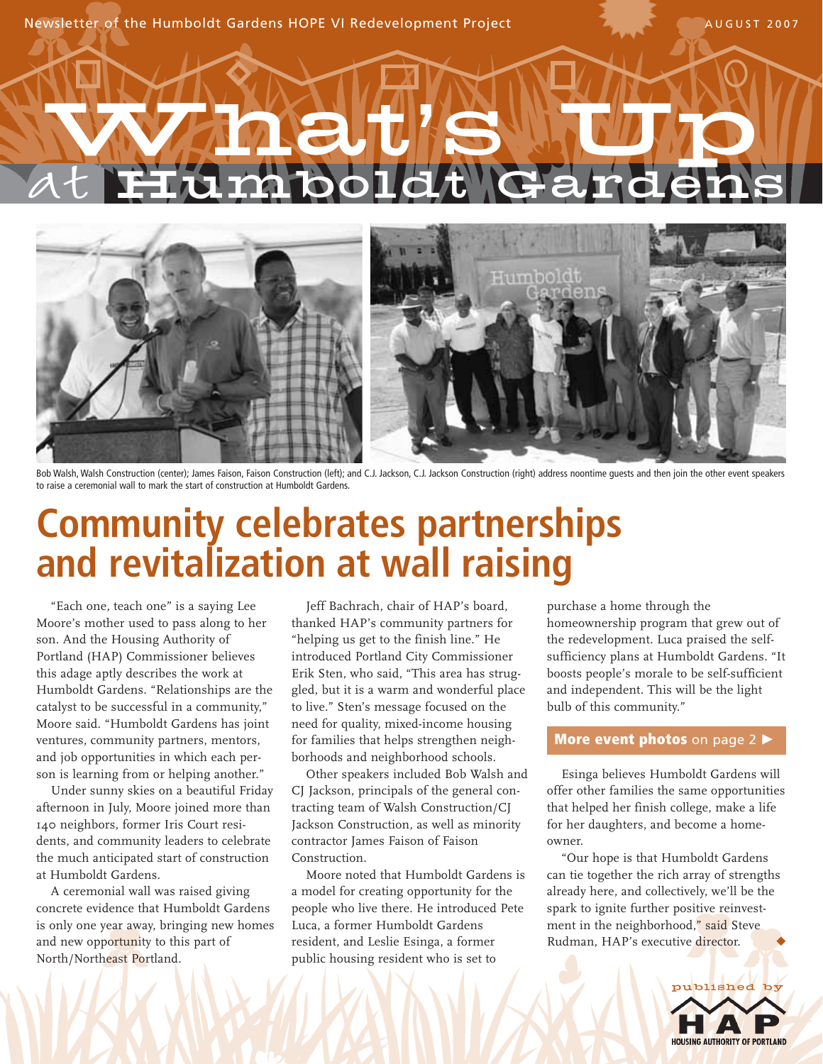Newsletter of the Humboldt Gardens HOPE VI Redevelopment Project

AUGUST 2007

# What's Up at Humboldt Gardens

Bob Walsh, Walsh Construction (center); James Faison, Faison Construction (left); and C.J. Jackson, C.J. Jackson Construction (right) address noontime guests and then join the other event speakers to raise a ceremonial wall to mark the start of construction at Humboldt Gardens.

## Community celebrates partnerships and revitalization at wall raising

"Each one, teach one" is a saying Lee Moore's mother used to pass along to her son. And the Housing Authority of Portland (HAP) Commissioner believes this adage aptly describes the work at Humboldt Gardens. "Relationships are the catalyst to be successful in a community," Moore said. "Humboldt Gardens has joint ventures, community partners, mentors, and job opportunities in which each person is learning from or helping another."

Under sunny skies on a beautiful Friday afternoon in July, Moore joined more than 140 neighbors, former Iris Court residents, and community leaders to celebrate the much anticipated start of construction at Humboldt Gardens.

A ceremonial wall was raised giving concrete evidence that Humboldt Gardens is only one year away, bringing new homes and new opportunity to this part of North/Northeast Portland.

Jeff Bachrach, chair of HAP's board, thanked HAP's community partners for "helping us get to the finish line." He introduced Portland City Commissioner Erik Sten, who said, "This area has struggled, but it is a warm and wonderful place to live." Sten's message focused on the need for quality, mixed-income housing for families that helps strengthen neighborhoods and neighborhood schools.

Other speakers included Bob Walsh and CJ Jackson, principals of the general contracting team of Walsh Construction/CJ Jackson Construction, as well as minority contractor James Faison of Faison Construction.

Moore noted that Humboldt Gardens is a model for creating opportunity for the people who live there. He introduced Pete Luca, a former Humboldt Gardens resident, and Leslie Esinga, a former public housing resident who is set to purchase a home through the homeownership program that grew out of the redevelopment. Luca praised the self-sufficiency plans at Humboldt Gardens. "It boosts people's morale to be self-sufficient and independent. This will be the light bulb of this community."

**More event photos** on page 2 ▶

Esinga believes Humboldt Gardens will offer other families the same opportunities that helped her finish college, make a life for her daughters, and become a homeowner.

"Our hope is that Humboldt Gardens can tie together the rich array of strengths already here, and collectively, we'll be the spark to ignite further positive reinvestment in the neighborhood," said Steve Rudman, HAP's executive director.

published by HAP HOUSING AUTHORITY OF PORTLAND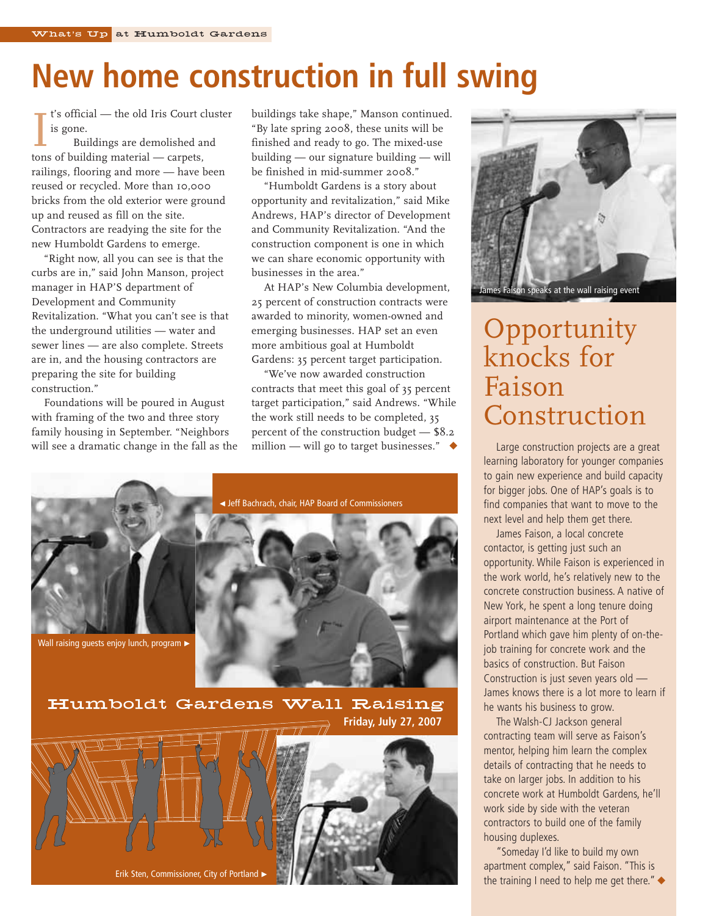# New home construction in full swing

It's official — the old Iris Court cluster is gone.

Buildings are demolished and tons of building material — carpets, railings, flooring and more — have been reused or recycled. More than 10,000 bricks from the old exterior were ground up and reused as fill on the site. Contractors are readying the site for the new Humboldt Gardens to emerge.

"Right now, all you can see is that the curbs are in," said John Manson, project manager in HAP'S department of Development and Community Revitalization. "What you can't see is that the underground utilities — water and sewer lines — are also complete. Streets are in, and the housing contractors are preparing the site for building construction."

Foundations will be poured in August with framing of the two and three story family housing in September. "Neighbors will see a dramatic change in the fall as the buildings take shape," Manson continued. "By late spring 2008, these units will be finished and ready to go. The mixed-use building — our signature building — will be finished in mid-summer 2008."

"Humboldt Gardens is a story about opportunity and revitalization," said Mike Andrews, HAP's director of Development and Community Revitalization. "And the construction component is one in which we can share economic opportunity with businesses in the area."

At HAP's New Columbia development, 25 percent of construction contracts were awarded to minority, women-owned and emerging businesses. HAP set an even more ambitious goal at Humboldt Gardens: 35 percent target participation.

"We've now awarded construction contracts that meet this goal of 35 percent target participation," said Andrews. "While the work still needs to be completed, 35 percent of the construction budget — $8.2 million — will go to target businesses." ◆

James Faison speaks at the wall raising event

## Opportunity knocks for Faison Construction

Large construction projects are a great learning laboratory for younger companies to gain new experience and build capacity for bigger jobs. One of HAP's goals is to find companies that want to move to the next level and help them get there.

James Faison, a local concrete contactor, is getting just such an opportunity. While Faison is experienced in the work world, he's relatively new to the concrete construction business. A native of New York, he spent a long tenure doing airport maintenance at the Port of Portland which gave him plenty of on-the-job training for concrete work and the basics of construction. But Faison Construction is just seven years old — James knows there is a lot more to learn if he wants his business to grow.

The Walsh-CJ Jackson general contracting team will serve as Faison's mentor, helping him learn the complex details of contracting that he needs to take on larger jobs. In addition to his concrete work at Humboldt Gardens, he'll work side by side with the veteran contractors to build one of the family housing duplexes.

"Someday I'd like to build my own apartment complex," said Faison. "This is the training I need to help me get there." ◆

◄ Jeff Bachrach, chair, HAP Board of Commissioners

Wall raising guests enjoy lunch, program ►

## Humboldt Gardens Wall Raising

**Friday, July 27, 2007**

Erik Sten, Commissioner, City of Portland ►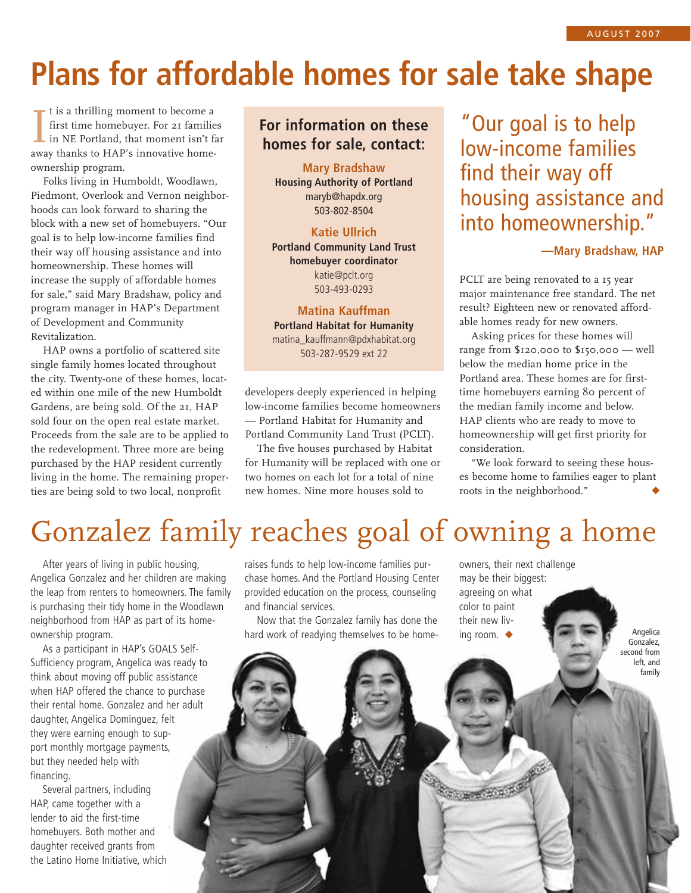# Plans for affordable homes for sale take shape

It is a thrilling moment to become a first time homebuyer. For 21 families in NE Portland, that moment isn't far away thanks to HAP's innovative homeownership program.

Folks living in Humboldt, Woodlawn, Piedmont, Overlook and Vernon neighborhoods can look forward to sharing the block with a new set of homebuyers. "Our goal is to help low-income families find their way off housing assistance and into homeownership. These homes will increase the supply of affordable homes for sale," said Mary Bradshaw, policy and program manager in HAP's Department of Development and Community Revitalization.

HAP owns a portfolio of scattered site single family homes located throughout the city. Twenty-one of these homes, located within one mile of the new Humboldt Gardens, are being sold. Of the 21, HAP sold four on the open real estate market. Proceeds from the sale are to be applied to the redevelopment. Three more are being purchased by the HAP resident currently living in the home. The remaining properties are being sold to two local, nonprofit developers deeply experienced in helping low-income families become homeowners — Portland Habitat for Humanity and Portland Community Land Trust (PCLT).

The five houses purchased by Habitat for Humanity will be replaced with one or two homes on each lot for a total of nine new homes. Nine more houses sold to PCLT are being renovated to a 15 year major maintenance free standard. The net result? Eighteen new or renovated affordable homes ready for new owners.

Asking prices for these homes will range from $120,000 to $150,000 — well below the median home price in the Portland area. These homes are for first-time homebuyers earning 80 percent of the median family income and below. HAP clients who are ready to move to homeownership will get first priority for consideration.

"We look forward to seeing these houses become home to families eager to plant roots in the neighborhood." ◆

**For information on these homes for sale, contact:**

**Mary Bradshaw**
**Housing Authority of Portland**
maryb@hapdx.org
503-802-8504

**Katie Ullrich**
**Portland Community Land Trust homebuyer coordinator**
katie@pclt.org
503-493-0293

**Matina Kauffman**
**Portland Habitat for Humanity**
matina_kauffmann@pdxhabitat.org
503-287-9529 ext 22

> "Our goal is to help low-income families find their way off housing assistance and into homeownership."
>
> **—Mary Bradshaw, HAP**

# Gonzalez family reaches goal of owning a home

After years of living in public housing, Angelica Gonzalez and her children are making the leap from renters to homeowners. The family is purchasing their tidy home in the Woodlawn neighborhood from HAP as part of its homeownership program.

As a participant in HAP's GOALS Self-Sufficiency program, Angelica was ready to think about moving off public assistance when HAP offered the chance to purchase their rental home. Gonzalez and her adult daughter, Angelica Dominguez, felt they were earning enough to support monthly mortgage payments, but they needed help with financing.

Several partners, including HAP, came together with a lender to aid the first-time homebuyers. Both mother and daughter received grants from the Latino Home Initiative, which raises funds to help low-income families purchase homes. And the Portland Housing Center provided education on the process, counseling and financial services.

Now that the Gonzalez family has done the hard work of readying themselves to be homeowners, their next challenge may be their biggest: agreeing on what color to paint their new living room. ◆

Angelica Gonzalez, second from left, and family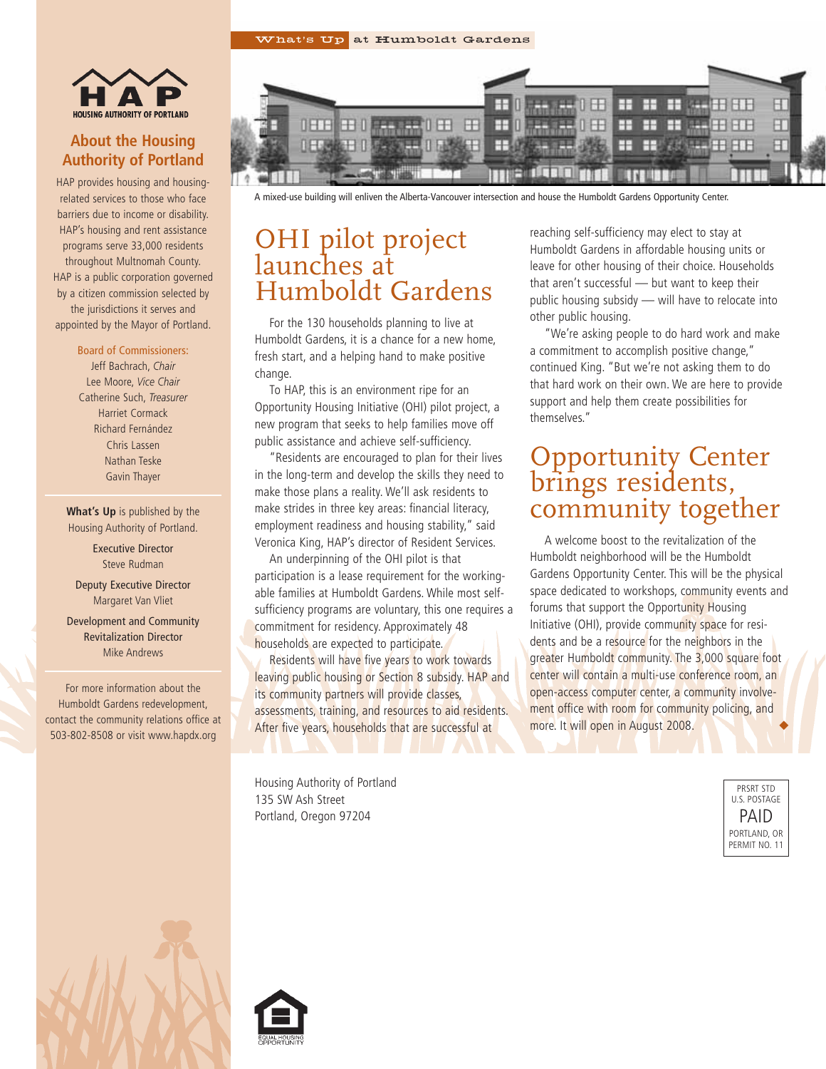## About the Housing Authority of Portland

HAP provides housing and housing-related services to those who face barriers due to income or disability. HAP's housing and rent assistance programs serve 33,000 residents throughout Multnomah County. HAP is a public corporation governed by a citizen commission selected by the jurisdictions it serves and appointed by the Mayor of Portland.

Board of Commissioners:
Jeff Bachrach, *Chair*
Lee Moore, *Vice Chair*
Catherine Such, *Treasurer*
Harriet Cormack
Richard Fernández
Chris Lassen
Nathan Teske
Gavin Thayer

**What's Up** is published by the Housing Authority of Portland.

Executive Director
Steve Rudman

Deputy Executive Director
Margaret Van Vliet

Development and Community Revitalization Director
Mike Andrews

For more information about the Humboldt Gardens redevelopment, contact the community relations office at 503-802-8508 or visit www.hapdx.org

A mixed-use building will enliven the Alberta-Vancouver intersection and house the Humboldt Gardens Opportunity Center.

# OHI pilot project launches at Humboldt Gardens

For the 130 households planning to live at Humboldt Gardens, it is a chance for a new home, fresh start, and a helping hand to make positive change.

To HAP, this is an environment ripe for an Opportunity Housing Initiative (OHI) pilot project, a new program that seeks to help families move off public assistance and achieve self-sufficiency.

"Residents are encouraged to plan for their lives in the long-term and develop the skills they need to make those plans a reality. We'll ask residents to make strides in three key areas: financial literacy, employment readiness and housing stability," said Veronica King, HAP's director of Resident Services.

An underpinning of the OHI pilot is that participation is a lease requirement for the working-able families at Humboldt Gardens. While most self-sufficiency programs are voluntary, this one requires a commitment for residency. Approximately 48 households are expected to participate.

Residents will have five years to work towards leaving public housing or Section 8 subsidy. HAP and its community partners will provide classes, assessments, training, and resources to aid residents. After five years, households that are successful at reaching self-sufficiency may elect to stay at Humboldt Gardens in affordable housing units or leave for other housing of their choice. Households that aren't successful — but want to keep their public housing subsidy — will have to relocate into other public housing.

"We're asking people to do hard work and make a commitment to accomplish positive change," continued King. "But we're not asking them to do that hard work on their own. We are here to provide support and help them create possibilities for themselves."

# Opportunity Center brings residents, community together

A welcome boost to the revitalization of the Humboldt neighborhood will be the Humboldt Gardens Opportunity Center. This will be the physical space dedicated to workshops, community events and forums that support the Opportunity Housing Initiative (OHI), provide community space for residents and be a resource for the neighbors in the greater Humboldt community. The 3,000 square foot center will contain a multi-use conference room, an open-access computer center, a community involvement office with room for community policing, and more. It will open in August 2008.

Housing Authority of Portland
135 SW Ash Street
Portland, Oregon 97204

PRSRT STD
U.S. POSTAGE
PAID
PORTLAND, OR
PERMIT NO. 11

EQUAL HOUSING OPPORTUNITY